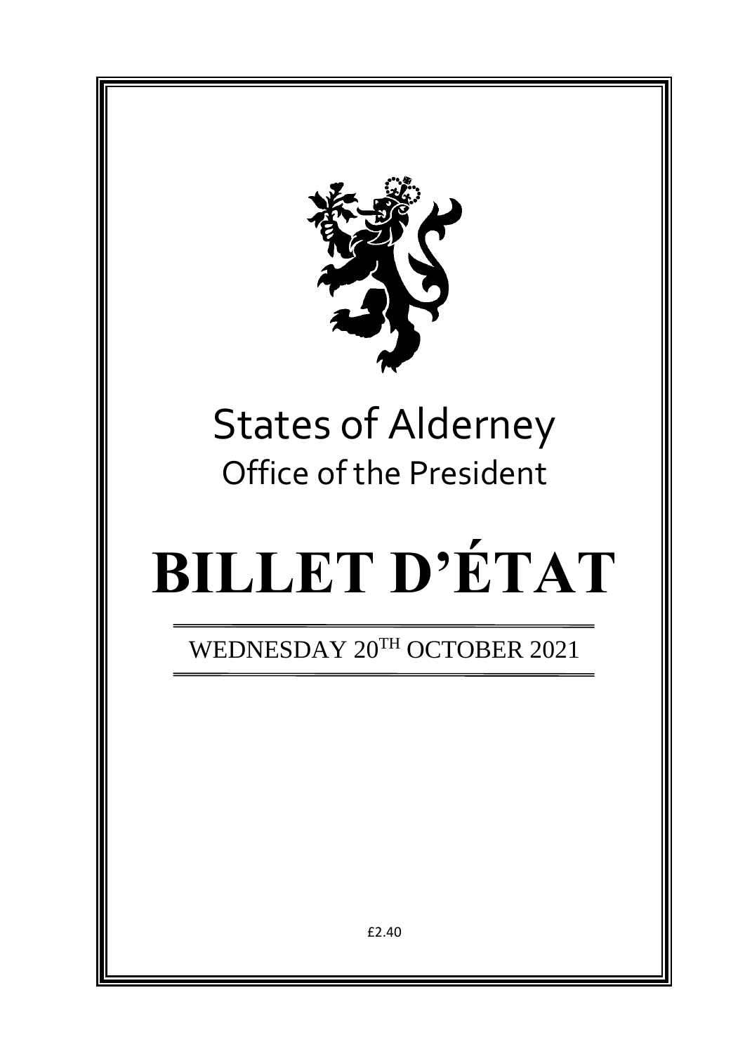# States of Alderney

## Office of the President

# BILLET D'ÉTAT

WEDNESDAY 20TH OCTOBER 2021

£2.40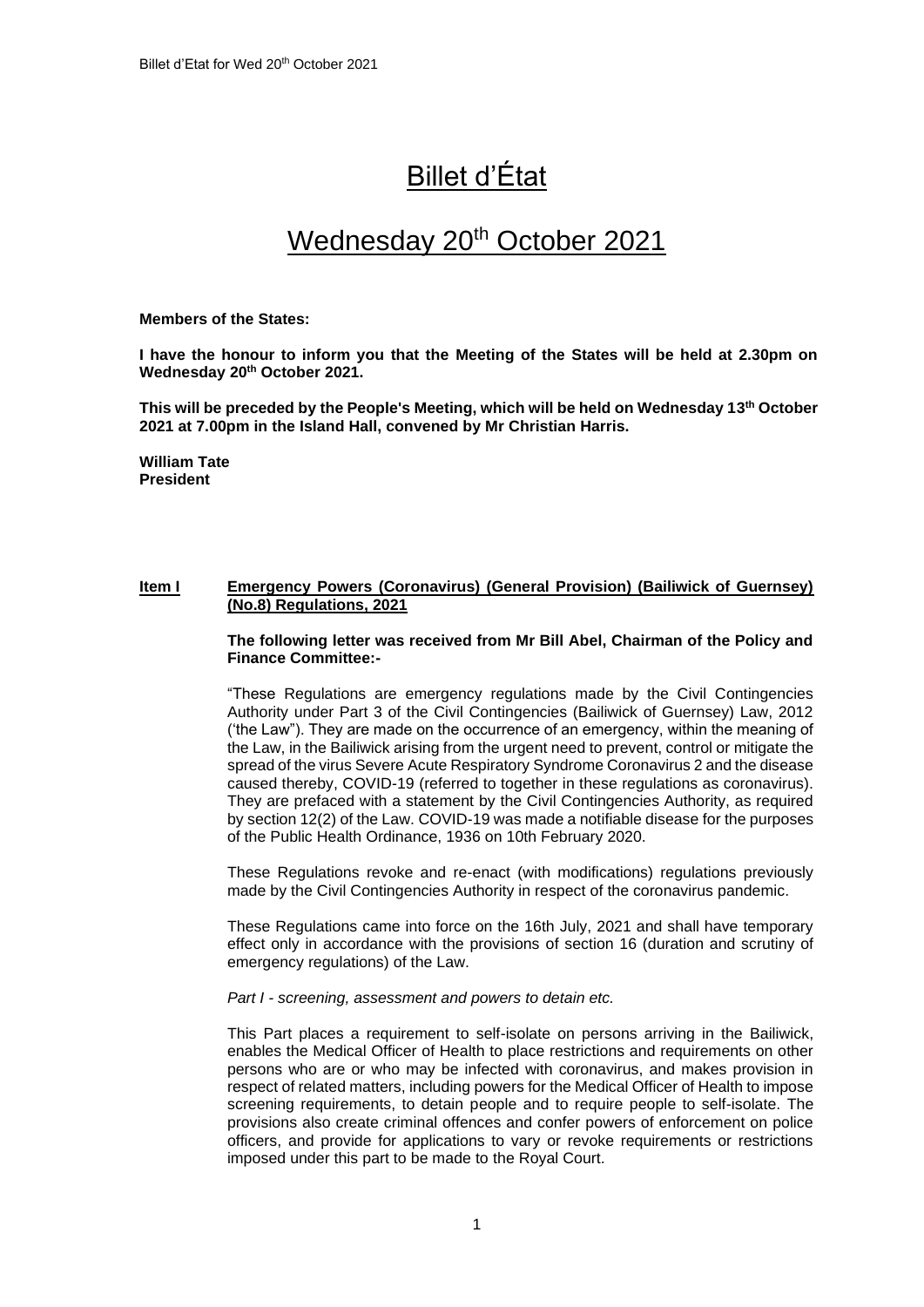# Billet d'État

# Wednesday 20th October 2021

**Members of the States:**

**I have the honour to inform you that the Meeting of the States will be held at 2.30pm on Wednesday 20th October 2021.**

**This will be preceded by the People's Meeting, which will be held on Wednesday 13th October 2021 at 7.00pm in the Island Hall, convened by Mr Christian Harris.**

**William Tate**
**President**

## Item I Emergency Powers (Coronavirus) (General Provision) (Bailiwick of Guernsey) (No.8) Regulations, 2021

**The following letter was received from Mr Bill Abel, Chairman of the Policy and Finance Committee:-**

"These Regulations are emergency regulations made by the Civil Contingencies Authority under Part 3 of the Civil Contingencies (Bailiwick of Guernsey) Law, 2012 ('the Law"). They are made on the occurrence of an emergency, within the meaning of the Law, in the Bailiwick arising from the urgent need to prevent, control or mitigate the spread of the virus Severe Acute Respiratory Syndrome Coronavirus 2 and the disease caused thereby, COVID-19 (referred to together in these regulations as coronavirus). They are prefaced with a statement by the Civil Contingencies Authority, as required by section 12(2) of the Law. COVID-19 was made a notifiable disease for the purposes of the Public Health Ordinance, 1936 on 10th February 2020.

These Regulations revoke and re-enact (with modifications) regulations previously made by the Civil Contingencies Authority in respect of the coronavirus pandemic.

These Regulations came into force on the 16th July, 2021 and shall have temporary effect only in accordance with the provisions of section 16 (duration and scrutiny of emergency regulations) of the Law.

*Part I - screening, assessment and powers to detain etc.*

This Part places a requirement to self-isolate on persons arriving in the Bailiwick, enables the Medical Officer of Health to place restrictions and requirements on other persons who are or who may be infected with coronavirus, and makes provision in respect of related matters, including powers for the Medical Officer of Health to impose screening requirements, to detain people and to require people to self-isolate. The provisions also create criminal offences and confer powers of enforcement on police officers, and provide for applications to vary or revoke requirements or restrictions imposed under this part to be made to the Royal Court.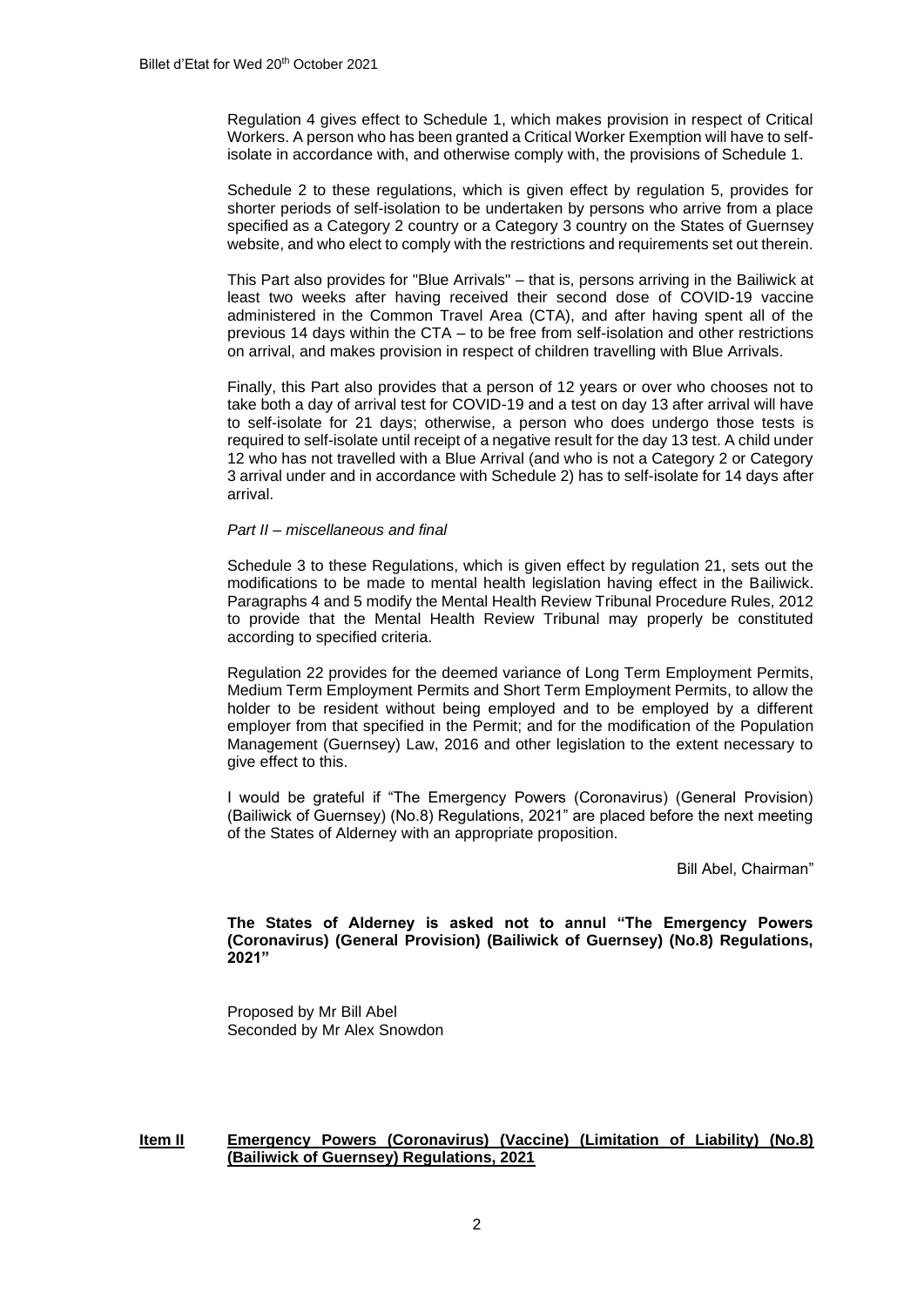Regulation 4 gives effect to Schedule 1, which makes provision in respect of Critical Workers. A person who has been granted a Critical Worker Exemption will have to self-isolate in accordance with, and otherwise comply with, the provisions of Schedule 1.

Schedule 2 to these regulations, which is given effect by regulation 5, provides for shorter periods of self-isolation to be undertaken by persons who arrive from a place specified as a Category 2 country or a Category 3 country on the States of Guernsey website, and who elect to comply with the restrictions and requirements set out therein.

This Part also provides for "Blue Arrivals" – that is, persons arriving in the Bailiwick at least two weeks after having received their second dose of COVID-19 vaccine administered in the Common Travel Area (CTA), and after having spent all of the previous 14 days within the CTA – to be free from self-isolation and other restrictions on arrival, and makes provision in respect of children travelling with Blue Arrivals.

Finally, this Part also provides that a person of 12 years or over who chooses not to take both a day of arrival test for COVID-19 and a test on day 13 after arrival will have to self-isolate for 21 days; otherwise, a person who does undergo those tests is required to self-isolate until receipt of a negative result for the day 13 test. A child under 12 who has not travelled with a Blue Arrival (and who is not a Category 2 or Category 3 arrival under and in accordance with Schedule 2) has to self-isolate for 14 days after arrival.

*Part II – miscellaneous and final*

Schedule 3 to these Regulations, which is given effect by regulation 21, sets out the modifications to be made to mental health legislation having effect in the Bailiwick. Paragraphs 4 and 5 modify the Mental Health Review Tribunal Procedure Rules, 2012 to provide that the Mental Health Review Tribunal may properly be constituted according to specified criteria.

Regulation 22 provides for the deemed variance of Long Term Employment Permits, Medium Term Employment Permits and Short Term Employment Permits, to allow the holder to be resident without being employed and to be employed by a different employer from that specified in the Permit; and for the modification of the Population Management (Guernsey) Law, 2016 and other legislation to the extent necessary to give effect to this.

I would be grateful if "The Emergency Powers (Coronavirus) (General Provision) (Bailiwick of Guernsey) (No.8) Regulations, 2021" are placed before the next meeting of the States of Alderney with an appropriate proposition.

Bill Abel, Chairman"

**The States of Alderney is asked not to annul "The Emergency Powers (Coronavirus) (General Provision) (Bailiwick of Guernsey) (No.8) Regulations, 2021"**

Proposed by Mr Bill Abel
Seconded by Mr Alex Snowdon

## **Item II Emergency Powers (Coronavirus) (Vaccine) (Limitation of Liability) (No.8) (Bailiwick of Guernsey) Regulations, 2021**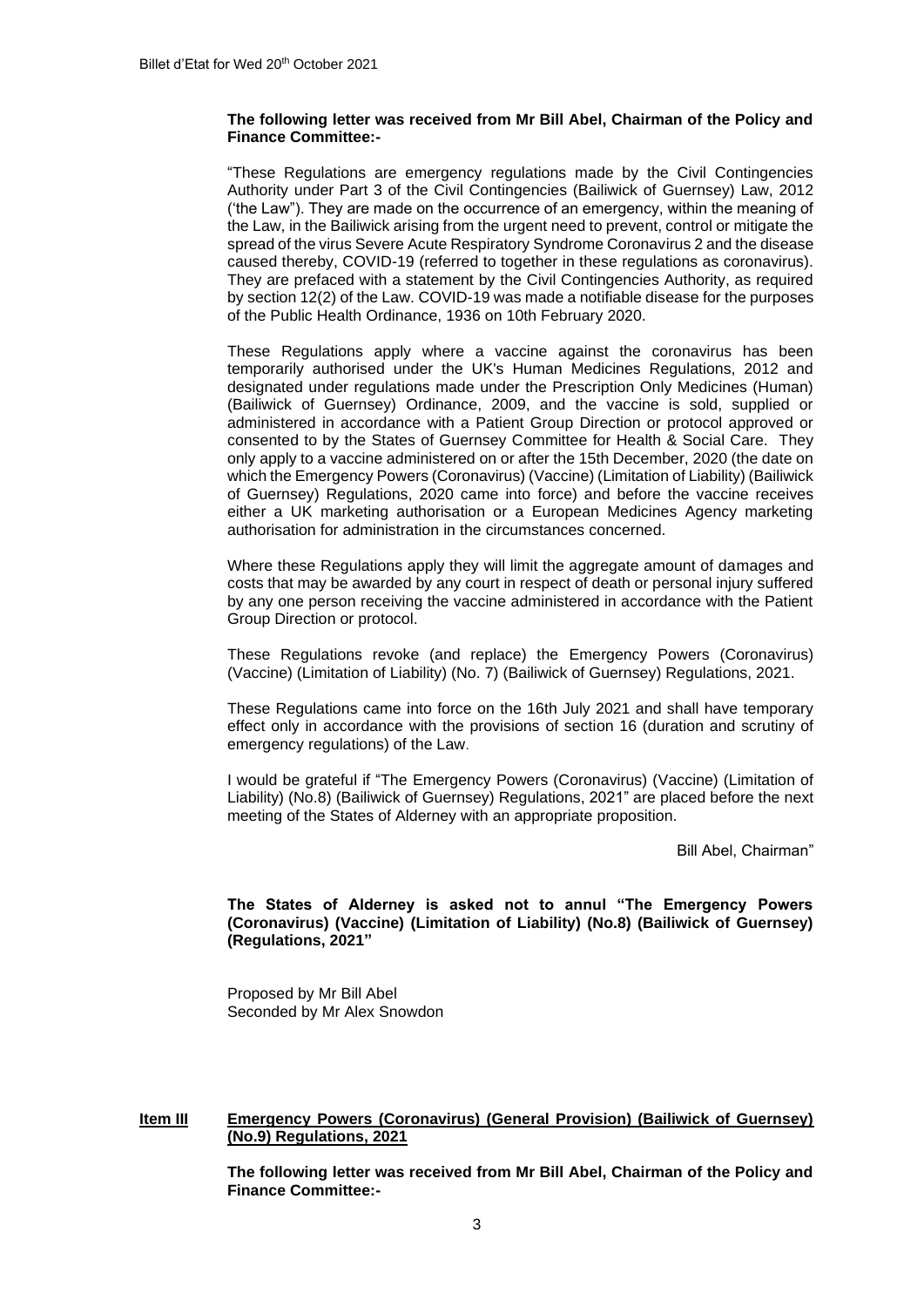**The following letter was received from Mr Bill Abel, Chairman of the Policy and Finance Committee:-**

"These Regulations are emergency regulations made by the Civil Contingencies Authority under Part 3 of the Civil Contingencies (Bailiwick of Guernsey) Law, 2012 ('the Law"). They are made on the occurrence of an emergency, within the meaning of the Law, in the Bailiwick arising from the urgent need to prevent, control or mitigate the spread of the virus Severe Acute Respiratory Syndrome Coronavirus 2 and the disease caused thereby, COVID-19 (referred to together in these regulations as coronavirus). They are prefaced with a statement by the Civil Contingencies Authority, as required by section 12(2) of the Law. COVID-19 was made a notifiable disease for the purposes of the Public Health Ordinance, 1936 on 10th February 2020.

These Regulations apply where a vaccine against the coronavirus has been temporarily authorised under the UK's Human Medicines Regulations, 2012 and designated under regulations made under the Prescription Only Medicines (Human) (Bailiwick of Guernsey) Ordinance, 2009, and the vaccine is sold, supplied or administered in accordance with a Patient Group Direction or protocol approved or consented to by the States of Guernsey Committee for Health & Social Care. They only apply to a vaccine administered on or after the 15th December, 2020 (the date on which the Emergency Powers (Coronavirus) (Vaccine) (Limitation of Liability) (Bailiwick of Guernsey) Regulations, 2020 came into force) and before the vaccine receives either a UK marketing authorisation or a European Medicines Agency marketing authorisation for administration in the circumstances concerned.

Where these Regulations apply they will limit the aggregate amount of damages and costs that may be awarded by any court in respect of death or personal injury suffered by any one person receiving the vaccine administered in accordance with the Patient Group Direction or protocol.

These Regulations revoke (and replace) the Emergency Powers (Coronavirus) (Vaccine) (Limitation of Liability) (No. 7) (Bailiwick of Guernsey) Regulations, 2021.

These Regulations came into force on the 16th July 2021 and shall have temporary effect only in accordance with the provisions of section 16 (duration and scrutiny of emergency regulations) of the Law.

I would be grateful if "The Emergency Powers (Coronavirus) (Vaccine) (Limitation of Liability) (No.8) (Bailiwick of Guernsey) Regulations, 2021" are placed before the next meeting of the States of Alderney with an appropriate proposition.

Bill Abel, Chairman"

**The States of Alderney is asked not to annul "The Emergency Powers (Coronavirus) (Vaccine) (Limitation of Liability) (No.8) (Bailiwick of Guernsey) (Regulations, 2021"**

Proposed by Mr Bill Abel
Seconded by Mr Alex Snowdon

## Item III Emergency Powers (Coronavirus) (General Provision) (Bailiwick of Guernsey) (No.9) Regulations, 2021

**The following letter was received from Mr Bill Abel, Chairman of the Policy and Finance Committee:-**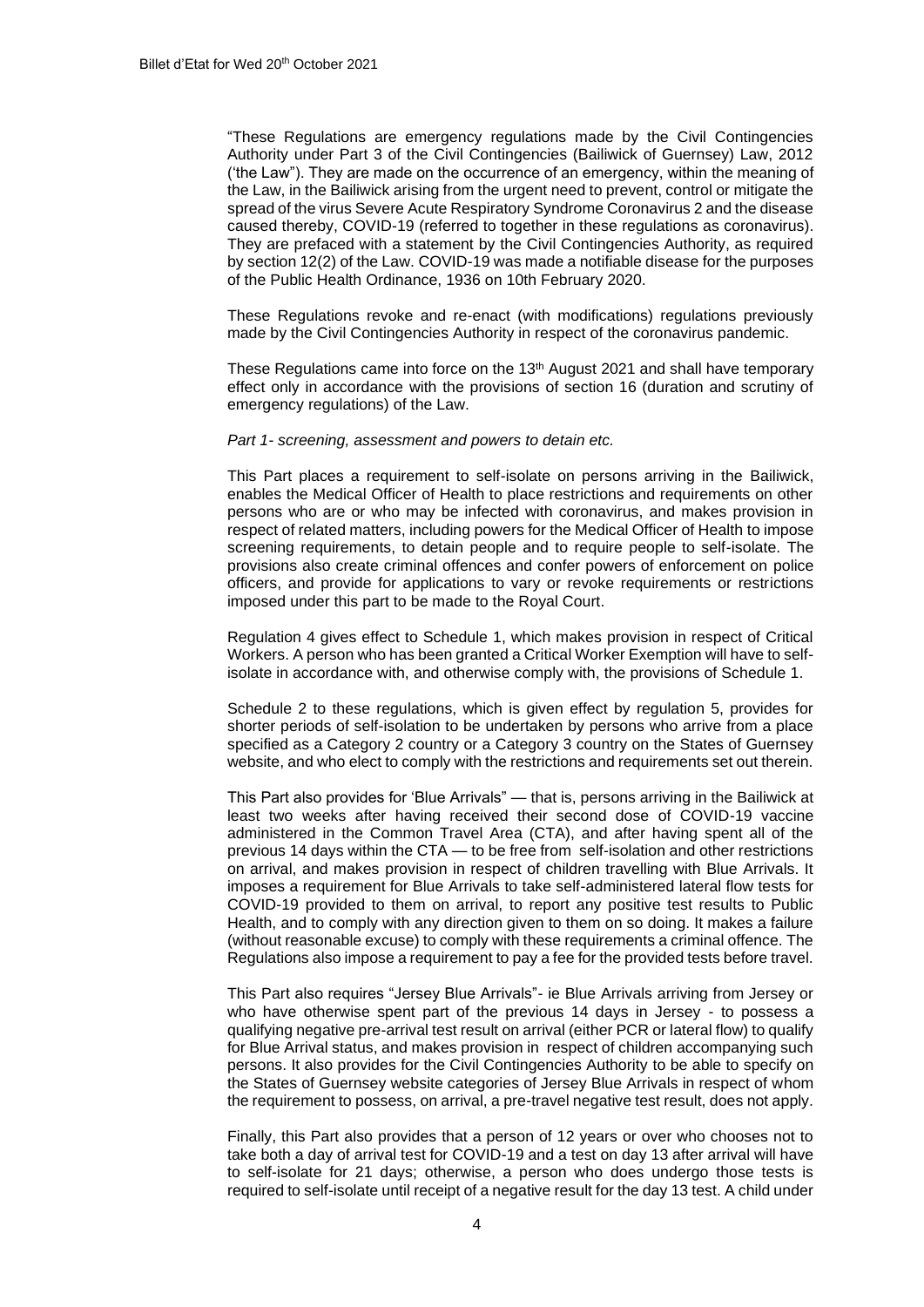"These Regulations are emergency regulations made by the Civil Contingencies Authority under Part 3 of the Civil Contingencies (Bailiwick of Guernsey) Law, 2012 ('the Law"). They are made on the occurrence of an emergency, within the meaning of the Law, in the Bailiwick arising from the urgent need to prevent, control or mitigate the spread of the virus Severe Acute Respiratory Syndrome Coronavirus 2 and the disease caused thereby, COVID-19 (referred to together in these regulations as coronavirus). They are prefaced with a statement by the Civil Contingencies Authority, as required by section 12(2) of the Law. COVID-19 was made a notifiable disease for the purposes of the Public Health Ordinance, 1936 on 10th February 2020.

These Regulations revoke and re-enact (with modifications) regulations previously made by the Civil Contingencies Authority in respect of the coronavirus pandemic.

These Regulations came into force on the 13th August 2021 and shall have temporary effect only in accordance with the provisions of section 16 (duration and scrutiny of emergency regulations) of the Law.

*Part 1- screening, assessment and powers to detain etc.*

This Part places a requirement to self-isolate on persons arriving in the Bailiwick, enables the Medical Officer of Health to place restrictions and requirements on other persons who are or who may be infected with coronavirus, and makes provision in respect of related matters, including powers for the Medical Officer of Health to impose screening requirements, to detain people and to require people to self-isolate. The provisions also create criminal offences and confer powers of enforcement on police officers, and provide for applications to vary or revoke requirements or restrictions imposed under this part to be made to the Royal Court.

Regulation 4 gives effect to Schedule 1, which makes provision in respect of Critical Workers. A person who has been granted a Critical Worker Exemption will have to self-isolate in accordance with, and otherwise comply with, the provisions of Schedule 1.

Schedule 2 to these regulations, which is given effect by regulation 5, provides for shorter periods of self-isolation to be undertaken by persons who arrive from a place specified as a Category 2 country or a Category 3 country on the States of Guernsey website, and who elect to comply with the restrictions and requirements set out therein.

This Part also provides for 'Blue Arrivals" — that is, persons arriving in the Bailiwick at least two weeks after having received their second dose of COVID-19 vaccine administered in the Common Travel Area (CTA), and after having spent all of the previous 14 days within the CTA — to be free from self-isolation and other restrictions on arrival, and makes provision in respect of children travelling with Blue Arrivals. It imposes a requirement for Blue Arrivals to take self-administered lateral flow tests for COVID-19 provided to them on arrival, to report any positive test results to Public Health, and to comply with any direction given to them on so doing. It makes a failure (without reasonable excuse) to comply with these requirements a criminal offence. The Regulations also impose a requirement to pay a fee for the provided tests before travel.

This Part also requires "Jersey Blue Arrivals"- ie Blue Arrivals arriving from Jersey or who have otherwise spent part of the previous 14 days in Jersey - to possess a qualifying negative pre-arrival test result on arrival (either PCR or lateral flow) to qualify for Blue Arrival status, and makes provision in respect of children accompanying such persons. It also provides for the Civil Contingencies Authority to be able to specify on the States of Guernsey website categories of Jersey Blue Arrivals in respect of whom the requirement to possess, on arrival, a pre-travel negative test result, does not apply.

Finally, this Part also provides that a person of 12 years or over who chooses not to take both a day of arrival test for COVID-19 and a test on day 13 after arrival will have to self-isolate for 21 days; otherwise, a person who does undergo those tests is required to self-isolate until receipt of a negative result for the day 13 test. A child under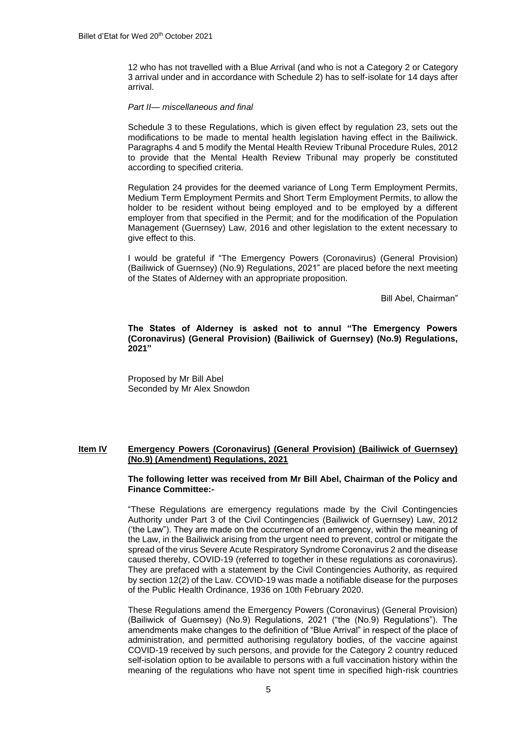12 who has not travelled with a Blue Arrival (and who is not a Category 2 or Category 3 arrival under and in accordance with Schedule 2) has to self-isolate for 14 days after arrival.

*Part II— miscellaneous and final*

Schedule 3 to these Regulations, which is given effect by regulation 23, sets out the modifications to be made to mental health legislation having effect in the Bailiwick. Paragraphs 4 and 5 modify the Mental Health Review Tribunal Procedure Rules, 2012 to provide that the Mental Health Review Tribunal may properly be constituted according to specified criteria.

Regulation 24 provides for the deemed variance of Long Term Employment Permits, Medium Term Employment Permits and Short Term Employment Permits, to allow the holder to be resident without being employed and to be employed by a different employer from that specified in the Permit; and for the modification of the Population Management (Guernsey) Law, 2016 and other legislation to the extent necessary to give effect to this.

I would be grateful if "The Emergency Powers (Coronavirus) (General Provision) (Bailiwick of Guernsey) (No.9) Regulations, 2021" are placed before the next meeting of the States of Alderney with an appropriate proposition.

Bill Abel, Chairman"

**The States of Alderney is asked not to annul "The Emergency Powers (Coronavirus) (General Provision) (Bailiwick of Guernsey) (No.9) Regulations, 2021"**

Proposed by Mr Bill Abel
Seconded by Mr Alex Snowdon

## Item IV Emergency Powers (Coronavirus) (General Provision) (Bailiwick of Guernsey) (No.9) (Amendment) Regulations, 2021

**The following letter was received from Mr Bill Abel, Chairman of the Policy and Finance Committee:-**

"These Regulations are emergency regulations made by the Civil Contingencies Authority under Part 3 of the Civil Contingencies (Bailiwick of Guernsey) Law, 2012 ('the Law"). They are made on the occurrence of an emergency, within the meaning of the Law, in the Bailiwick arising from the urgent need to prevent, control or mitigate the spread of the virus Severe Acute Respiratory Syndrome Coronavirus 2 and the disease caused thereby, COVID-19 (referred to together in these regulations as coronavirus). They are prefaced with a statement by the Civil Contingencies Authority, as required by section 12(2) of the Law. COVID-19 was made a notifiable disease for the purposes of the Public Health Ordinance, 1936 on 10th February 2020.

These Regulations amend the Emergency Powers (Coronavirus) (General Provision) (Bailiwick of Guernsey) (No.9) Regulations, 2021 ("the (No.9) Regulations"). The amendments make changes to the definition of "Blue Arrival" in respect of the place of administration, and permitted authorising regulatory bodies, of the vaccine against COVID-19 received by such persons, and provide for the Category 2 country reduced self-isolation option to be available to persons with a full vaccination history within the meaning of the regulations who have not spent time in specified high-risk countries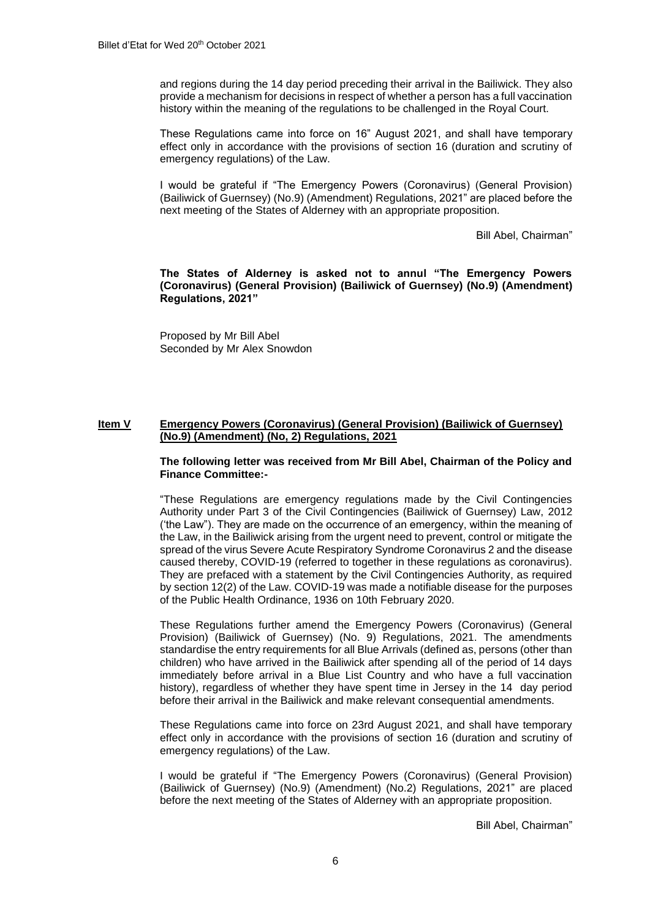and regions during the 14 day period preceding their arrival in the Bailiwick. They also provide a mechanism for decisions in respect of whether a person has a full vaccination history within the meaning of the regulations to be challenged in the Royal Court.

These Regulations came into force on 16" August 2021, and shall have temporary effect only in accordance with the provisions of section 16 (duration and scrutiny of emergency regulations) of the Law.

I would be grateful if "The Emergency Powers (Coronavirus) (General Provision) (Bailiwick of Guernsey) (No.9) (Amendment) Regulations, 2021" are placed before the next meeting of the States of Alderney with an appropriate proposition.

Bill Abel, Chairman"

**The States of Alderney is asked not to annul "The Emergency Powers (Coronavirus) (General Provision) (Bailiwick of Guernsey) (No.9) (Amendment) Regulations, 2021"**

Proposed by Mr Bill Abel
Seconded by Mr Alex Snowdon

## Item V Emergency Powers (Coronavirus) (General Provision) (Bailiwick of Guernsey) (No.9) (Amendment) (No, 2) Regulations, 2021

**The following letter was received from Mr Bill Abel, Chairman of the Policy and Finance Committee:-**

"These Regulations are emergency regulations made by the Civil Contingencies Authority under Part 3 of the Civil Contingencies (Bailiwick of Guernsey) Law, 2012 ('the Law"). They are made on the occurrence of an emergency, within the meaning of the Law, in the Bailiwick arising from the urgent need to prevent, control or mitigate the spread of the virus Severe Acute Respiratory Syndrome Coronavirus 2 and the disease caused thereby, COVID-19 (referred to together in these regulations as coronavirus). They are prefaced with a statement by the Civil Contingencies Authority, as required by section 12(2) of the Law. COVID-19 was made a notifiable disease for the purposes of the Public Health Ordinance, 1936 on 10th February 2020.

These Regulations further amend the Emergency Powers (Coronavirus) (General Provision) (Bailiwick of Guernsey) (No. 9) Regulations, 2021. The amendments standardise the entry requirements for all Blue Arrivals (defined as, persons (other than children) who have arrived in the Bailiwick after spending all of the period of 14 days immediately before arrival in a Blue List Country and who have a full vaccination history), regardless of whether they have spent time in Jersey in the 14 day period before their arrival in the Bailiwick and make relevant consequential amendments.

These Regulations came into force on 23rd August 2021, and shall have temporary effect only in accordance with the provisions of section 16 (duration and scrutiny of emergency regulations) of the Law.

I would be grateful if "The Emergency Powers (Coronavirus) (General Provision) (Bailiwick of Guernsey) (No.9) (Amendment) (No.2) Regulations, 2021" are placed before the next meeting of the States of Alderney with an appropriate proposition.

Bill Abel, Chairman"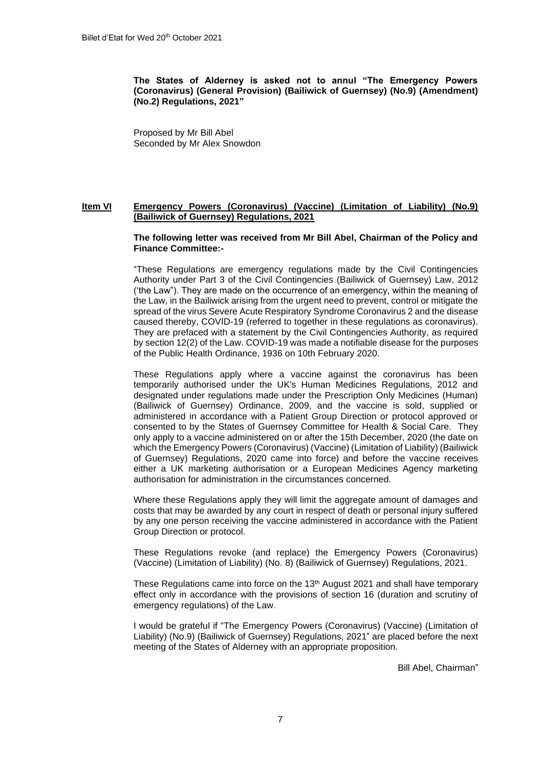**The States of Alderney is asked not to annul "The Emergency Powers (Coronavirus) (General Provision) (Bailiwick of Guernsey) (No.9) (Amendment) (No.2) Regulations, 2021"**

Proposed by Mr Bill Abel
Seconded by Mr Alex Snowdon

## Item VI Emergency Powers (Coronavirus) (Vaccine) (Limitation of Liability) (No.9) (Bailiwick of Guernsey) Regulations, 2021

**The following letter was received from Mr Bill Abel, Chairman of the Policy and Finance Committee:-**

"These Regulations are emergency regulations made by the Civil Contingencies Authority under Part 3 of the Civil Contingencies (Bailiwick of Guernsey) Law, 2012 ('the Law"). They are made on the occurrence of an emergency, within the meaning of the Law, in the Bailiwick arising from the urgent need to prevent, control or mitigate the spread of the virus Severe Acute Respiratory Syndrome Coronavirus 2 and the disease caused thereby, COVID-19 (referred to together in these regulations as coronavirus). They are prefaced with a statement by the Civil Contingencies Authority, as required by section 12(2) of the Law. COVID-19 was made a notifiable disease for the purposes of the Public Health Ordinance, 1936 on 10th February 2020.

These Regulations apply where a vaccine against the coronavirus has been temporarily authorised under the UK's Human Medicines Regulations, 2012 and designated under regulations made under the Prescription Only Medicines (Human) (Bailiwick of Guernsey) Ordinance, 2009, and the vaccine is sold, supplied or administered in accordance with a Patient Group Direction or protocol approved or consented to by the States of Guernsey Committee for Health & Social Care. They only apply to a vaccine administered on or after the 15th December, 2020 (the date on which the Emergency Powers (Coronavirus) (Vaccine) (Limitation of Liability) (Bailiwick of Guernsey) Regulations, 2020 came into force) and before the vaccine receives either a UK marketing authorisation or a European Medicines Agency marketing authorisation for administration in the circumstances concerned.

Where these Regulations apply they will limit the aggregate amount of damages and costs that may be awarded by any court in respect of death or personal injury suffered by any one person receiving the vaccine administered in accordance with the Patient Group Direction or protocol.

These Regulations revoke (and replace) the Emergency Powers (Coronavirus) (Vaccine) (Limitation of Liability) (No. 8) (Bailiwick of Guernsey) Regulations, 2021.

These Regulations came into force on the 13th August 2021 and shall have temporary effect only in accordance with the provisions of section 16 (duration and scrutiny of emergency regulations) of the Law.

I would be grateful if "The Emergency Powers (Coronavirus) (Vaccine) (Limitation of Liability) (No.9) (Bailiwick of Guernsey) Regulations, 2021" are placed before the next meeting of the States of Alderney with an appropriate proposition.

Bill Abel, Chairman"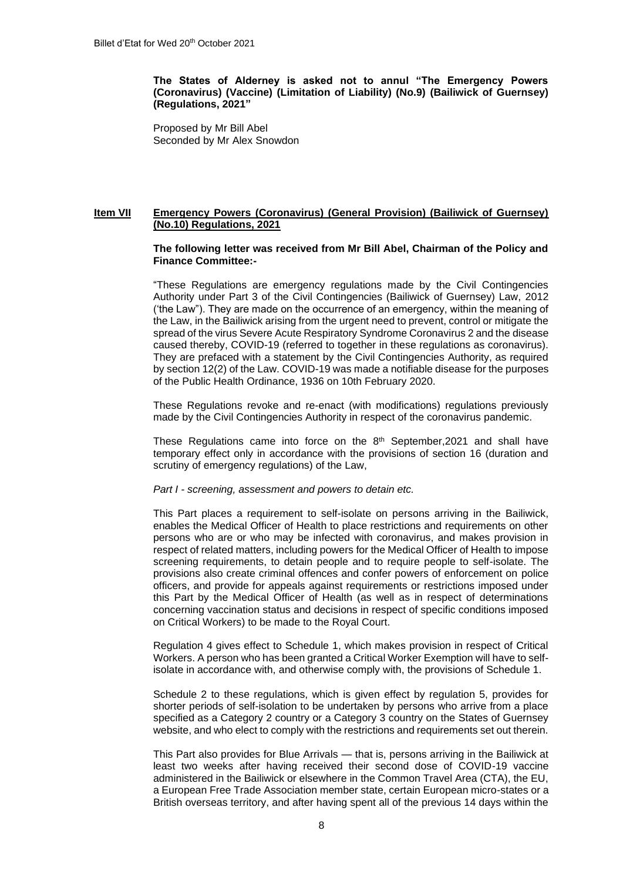**The States of Alderney is asked not to annul "The Emergency Powers (Coronavirus) (Vaccine) (Limitation of Liability) (No.9) (Bailiwick of Guernsey) (Regulations, 2021"**

Proposed by Mr Bill Abel
Seconded by Mr Alex Snowdon

## Item VII Emergency Powers (Coronavirus) (General Provision) (Bailiwick of Guernsey) (No.10) Regulations, 2021

**The following letter was received from Mr Bill Abel, Chairman of the Policy and Finance Committee:-**

"These Regulations are emergency regulations made by the Civil Contingencies Authority under Part 3 of the Civil Contingencies (Bailiwick of Guernsey) Law, 2012 ('the Law"). They are made on the occurrence of an emergency, within the meaning of the Law, in the Bailiwick arising from the urgent need to prevent, control or mitigate the spread of the virus Severe Acute Respiratory Syndrome Coronavirus 2 and the disease caused thereby, COVID-19 (referred to together in these regulations as coronavirus). They are prefaced with a statement by the Civil Contingencies Authority, as required by section 12(2) of the Law. COVID-19 was made a notifiable disease for the purposes of the Public Health Ordinance, 1936 on 10th February 2020.

These Regulations revoke and re-enact (with modifications) regulations previously made by the Civil Contingencies Authority in respect of the coronavirus pandemic.

These Regulations came into force on the 8th September,2021 and shall have temporary effect only in accordance with the provisions of section 16 (duration and scrutiny of emergency regulations) of the Law,

*Part I - screening, assessment and powers to detain etc.*

This Part places a requirement to self-isolate on persons arriving in the Bailiwick, enables the Medical Officer of Health to place restrictions and requirements on other persons who are or who may be infected with coronavirus, and makes provision in respect of related matters, including powers for the Medical Officer of Health to impose screening requirements, to detain people and to require people to self-isolate. The provisions also create criminal offences and confer powers of enforcement on police officers, and provide for appeals against requirements or restrictions imposed under this Part by the Medical Officer of Health (as well as in respect of determinations concerning vaccination status and decisions in respect of specific conditions imposed on Critical Workers) to be made to the Royal Court.

Regulation 4 gives effect to Schedule 1, which makes provision in respect of Critical Workers. A person who has been granted a Critical Worker Exemption will have to self-isolate in accordance with, and otherwise comply with, the provisions of Schedule 1.

Schedule 2 to these regulations, which is given effect by regulation 5, provides for shorter periods of self-isolation to be undertaken by persons who arrive from a place specified as a Category 2 country or a Category 3 country on the States of Guernsey website, and who elect to comply with the restrictions and requirements set out therein.

This Part also provides for Blue Arrivals — that is, persons arriving in the Bailiwick at least two weeks after having received their second dose of COVID-19 vaccine administered in the Bailiwick or elsewhere in the Common Travel Area (CTA), the EU, a European Free Trade Association member state, certain European micro-states or a British overseas territory, and after having spent all of the previous 14 days within the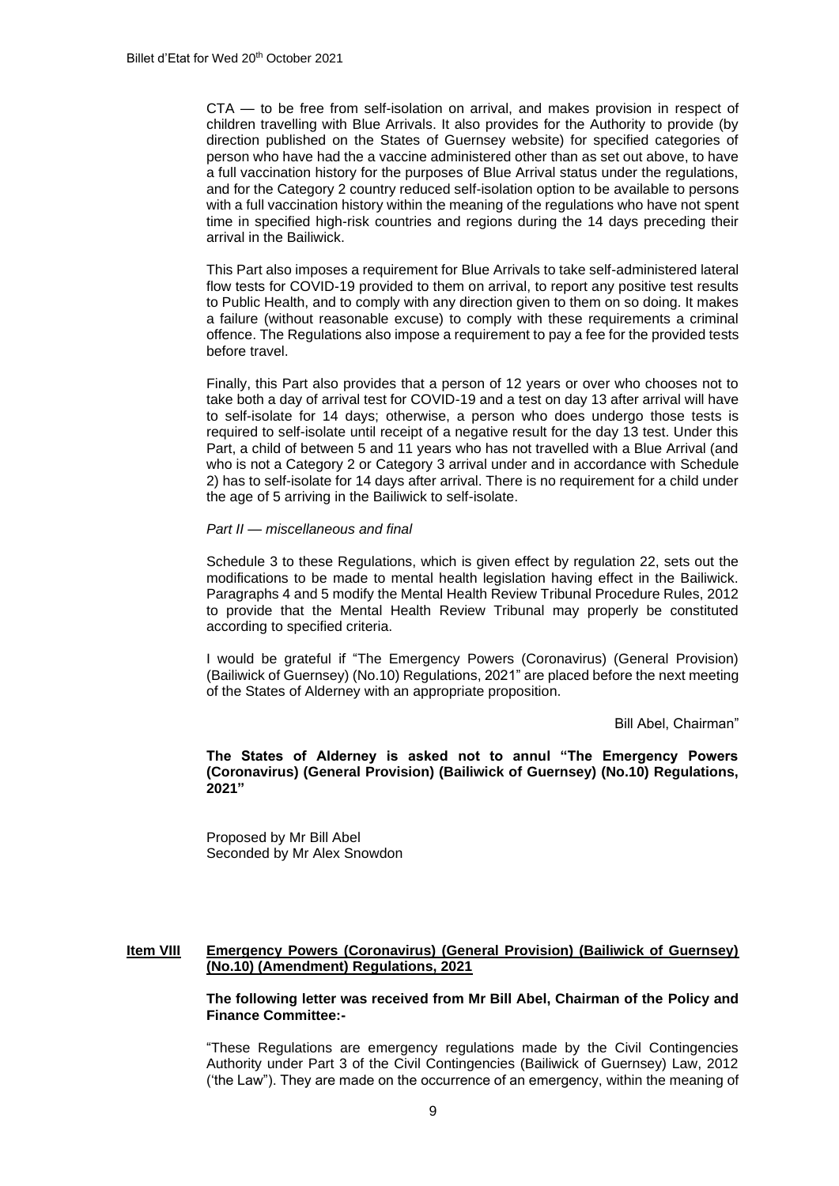CTA — to be free from self-isolation on arrival, and makes provision in respect of children travelling with Blue Arrivals. It also provides for the Authority to provide (by direction published on the States of Guernsey website) for specified categories of person who have had the a vaccine administered other than as set out above, to have a full vaccination history for the purposes of Blue Arrival status under the regulations, and for the Category 2 country reduced self-isolation option to be available to persons with a full vaccination history within the meaning of the regulations who have not spent time in specified high-risk countries and regions during the 14 days preceding their arrival in the Bailiwick.

This Part also imposes a requirement for Blue Arrivals to take self-administered lateral flow tests for COVID-19 provided to them on arrival, to report any positive test results to Public Health, and to comply with any direction given to them on so doing. It makes a failure (without reasonable excuse) to comply with these requirements a criminal offence. The Regulations also impose a requirement to pay a fee for the provided tests before travel.

Finally, this Part also provides that a person of 12 years or over who chooses not to take both a day of arrival test for COVID-19 and a test on day 13 after arrival will have to self-isolate for 14 days; otherwise, a person who does undergo those tests is required to self-isolate until receipt of a negative result for the day 13 test. Under this Part, a child of between 5 and 11 years who has not travelled with a Blue Arrival (and who is not a Category 2 or Category 3 arrival under and in accordance with Schedule 2) has to self-isolate for 14 days after arrival. There is no requirement for a child under the age of 5 arriving in the Bailiwick to self-isolate.

*Part II — miscellaneous and final*

Schedule 3 to these Regulations, which is given effect by regulation 22, sets out the modifications to be made to mental health legislation having effect in the Bailiwick. Paragraphs 4 and 5 modify the Mental Health Review Tribunal Procedure Rules, 2012 to provide that the Mental Health Review Tribunal may properly be constituted according to specified criteria.

I would be grateful if "The Emergency Powers (Coronavirus) (General Provision) (Bailiwick of Guernsey) (No.10) Regulations, 2021" are placed before the next meeting of the States of Alderney with an appropriate proposition.

Bill Abel, Chairman"

**The States of Alderney is asked not to annul "The Emergency Powers (Coronavirus) (General Provision) (Bailiwick of Guernsey) (No.10) Regulations, 2021"**

Proposed by Mr Bill Abel
Seconded by Mr Alex Snowdon

## **Item VIII** **Emergency Powers (Coronavirus) (General Provision) (Bailiwick of Guernsey) (No.10) (Amendment) Regulations, 2021**

**The following letter was received from Mr Bill Abel, Chairman of the Policy and Finance Committee:-**

"These Regulations are emergency regulations made by the Civil Contingencies Authority under Part 3 of the Civil Contingencies (Bailiwick of Guernsey) Law, 2012 ('the Law'). They are made on the occurrence of an emergency, within the meaning of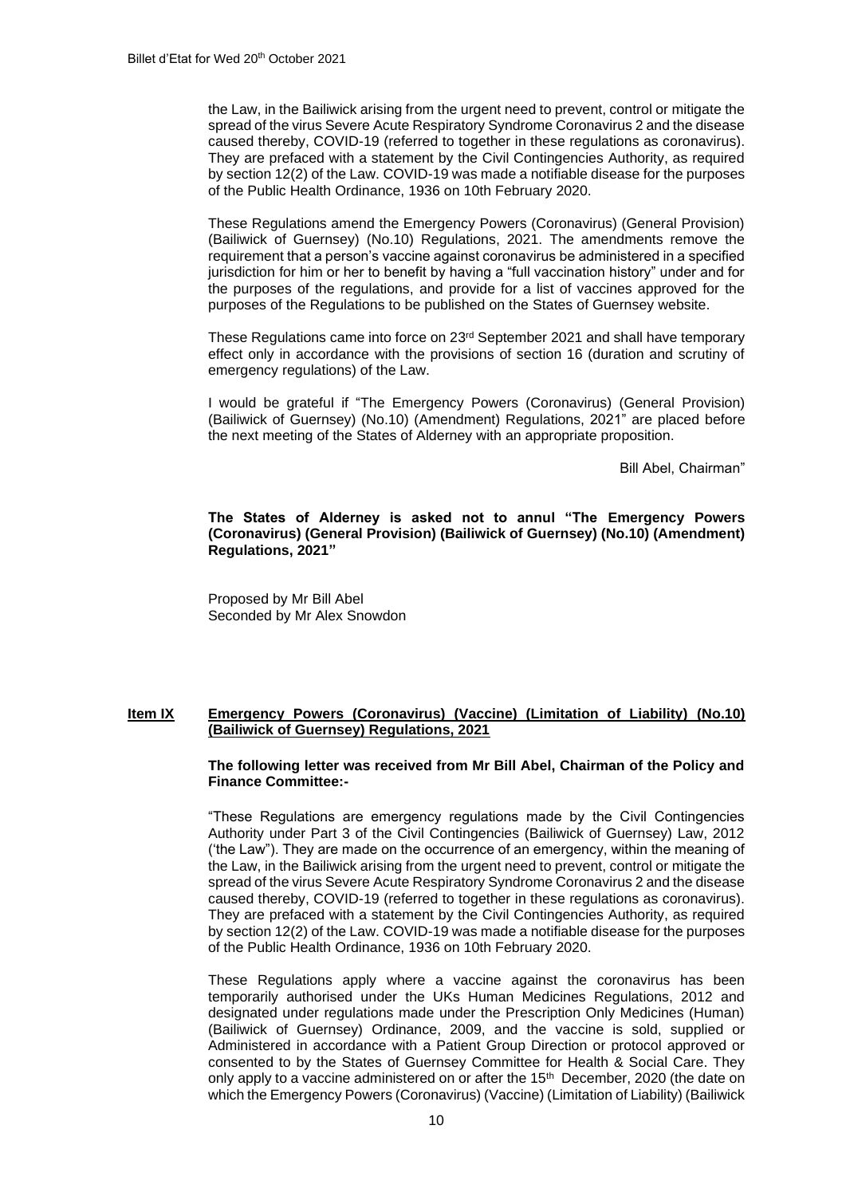the Law, in the Bailiwick arising from the urgent need to prevent, control or mitigate the spread of the virus Severe Acute Respiratory Syndrome Coronavirus 2 and the disease caused thereby, COVID-19 (referred to together in these regulations as coronavirus). They are prefaced with a statement by the Civil Contingencies Authority, as required by section 12(2) of the Law. COVID-19 was made a notifiable disease for the purposes of the Public Health Ordinance, 1936 on 10th February 2020.

These Regulations amend the Emergency Powers (Coronavirus) (General Provision) (Bailiwick of Guernsey) (No.10) Regulations, 2021. The amendments remove the requirement that a person's vaccine against coronavirus be administered in a specified jurisdiction for him or her to benefit by having a "full vaccination history" under and for the purposes of the regulations, and provide for a list of vaccines approved for the purposes of the Regulations to be published on the States of Guernsey website.

These Regulations came into force on 23rd September 2021 and shall have temporary effect only in accordance with the provisions of section 16 (duration and scrutiny of emergency regulations) of the Law.

I would be grateful if "The Emergency Powers (Coronavirus) (General Provision) (Bailiwick of Guernsey) (No.10) (Amendment) Regulations, 2021" are placed before the next meeting of the States of Alderney with an appropriate proposition.

Bill Abel, Chairman"

**The States of Alderney is asked not to annul "The Emergency Powers (Coronavirus) (General Provision) (Bailiwick of Guernsey) (No.10) (Amendment) Regulations, 2021"**

Proposed by Mr Bill Abel
Seconded by Mr Alex Snowdon

## Item IX <u>Emergency Powers (Coronavirus) (Vaccine) (Limitation of Liability) (No.10) (Bailiwick of Guernsey) Regulations, 2021</u>

**The following letter was received from Mr Bill Abel, Chairman of the Policy and Finance Committee:-**

"These Regulations are emergency regulations made by the Civil Contingencies Authority under Part 3 of the Civil Contingencies (Bailiwick of Guernsey) Law, 2012 ('the Law"). They are made on the occurrence of an emergency, within the meaning of the Law, in the Bailiwick arising from the urgent need to prevent, control or mitigate the spread of the virus Severe Acute Respiratory Syndrome Coronavirus 2 and the disease caused thereby, COVID-19 (referred to together in these regulations as coronavirus). They are prefaced with a statement by the Civil Contingencies Authority, as required by section 12(2) of the Law. COVID-19 was made a notifiable disease for the purposes of the Public Health Ordinance, 1936 on 10th February 2020.

These Regulations apply where a vaccine against the coronavirus has been temporarily authorised under the UKs Human Medicines Regulations, 2012 and designated under regulations made under the Prescription Only Medicines (Human) (Bailiwick of Guernsey) Ordinance, 2009, and the vaccine is sold, supplied or Administered in accordance with a Patient Group Direction or protocol approved or consented to by the States of Guernsey Committee for Health & Social Care. They only apply to a vaccine administered on or after the 15th December, 2020 (the date on which the Emergency Powers (Coronavirus) (Vaccine) (Limitation of Liability) (Bailiwick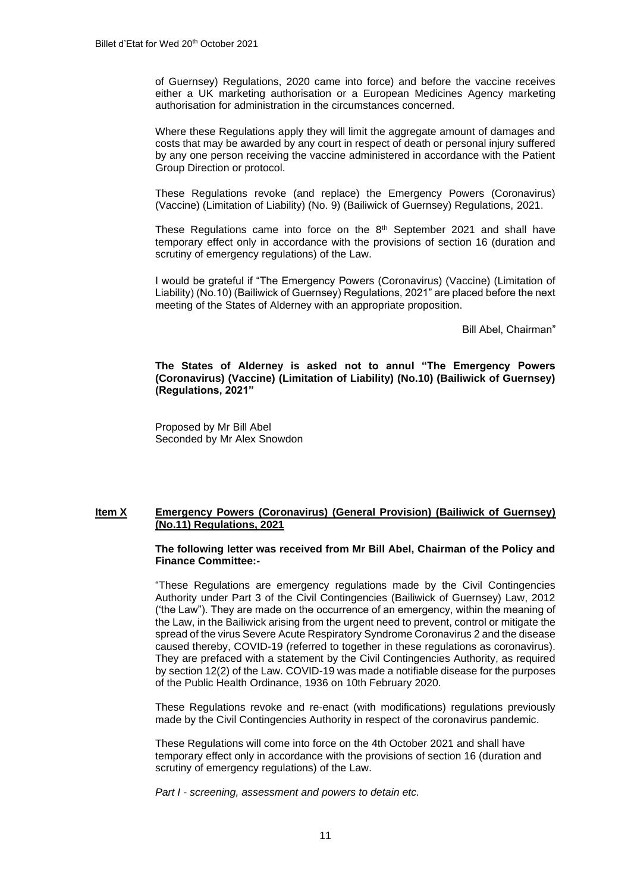of Guernsey) Regulations, 2020 came into force) and before the vaccine receives either a UK marketing authorisation or a European Medicines Agency marketing authorisation for administration in the circumstances concerned.

Where these Regulations apply they will limit the aggregate amount of damages and costs that may be awarded by any court in respect of death or personal injury suffered by any one person receiving the vaccine administered in accordance with the Patient Group Direction or protocol.

These Regulations revoke (and replace) the Emergency Powers (Coronavirus) (Vaccine) (Limitation of Liability) (No. 9) (Bailiwick of Guernsey) Regulations, 2021.

These Regulations came into force on the 8th September 2021 and shall have temporary effect only in accordance with the provisions of section 16 (duration and scrutiny of emergency regulations) of the Law.

I would be grateful if "The Emergency Powers (Coronavirus) (Vaccine) (Limitation of Liability) (No.10) (Bailiwick of Guernsey) Regulations, 2021" are placed before the next meeting of the States of Alderney with an appropriate proposition.

Bill Abel, Chairman"

**The States of Alderney is asked not to annul "The Emergency Powers (Coronavirus) (Vaccine) (Limitation of Liability) (No.10) (Bailiwick of Guernsey) (Regulations, 2021"**

Proposed by Mr Bill Abel
Seconded by Mr Alex Snowdon

## Item X Emergency Powers (Coronavirus) (General Provision) (Bailiwick of Guernsey) (No.11) Regulations, 2021

**The following letter was received from Mr Bill Abel, Chairman of the Policy and Finance Committee:-**

"These Regulations are emergency regulations made by the Civil Contingencies Authority under Part 3 of the Civil Contingencies (Bailiwick of Guernsey) Law, 2012 ('the Law"). They are made on the occurrence of an emergency, within the meaning of the Law, in the Bailiwick arising from the urgent need to prevent, control or mitigate the spread of the virus Severe Acute Respiratory Syndrome Coronavirus 2 and the disease caused thereby, COVID-19 (referred to together in these regulations as coronavirus). They are prefaced with a statement by the Civil Contingencies Authority, as required by section 12(2) of the Law. COVID-19 was made a notifiable disease for the purposes of the Public Health Ordinance, 1936 on 10th February 2020.

These Regulations revoke and re-enact (with modifications) regulations previously made by the Civil Contingencies Authority in respect of the coronavirus pandemic.

These Regulations will come into force on the 4th October 2021 and shall have temporary effect only in accordance with the provisions of section 16 (duration and scrutiny of emergency regulations) of the Law.

*Part I - screening, assessment and powers to detain etc.*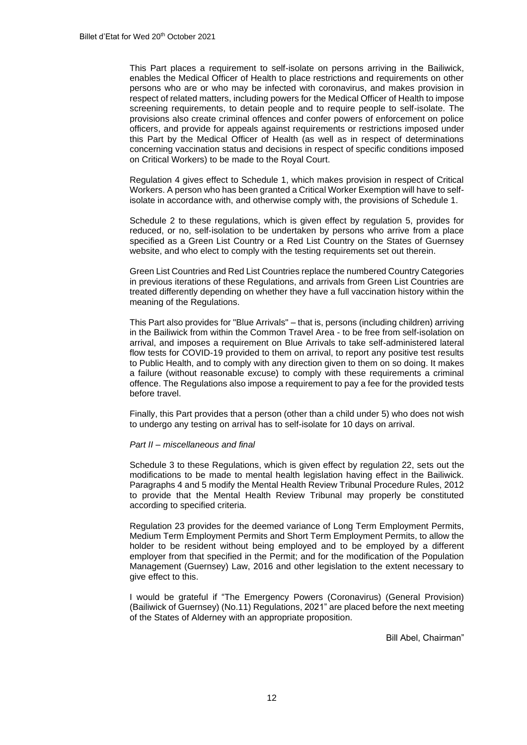This Part places a requirement to self-isolate on persons arriving in the Bailiwick, enables the Medical Officer of Health to place restrictions and requirements on other persons who are or who may be infected with coronavirus, and makes provision in respect of related matters, including powers for the Medical Officer of Health to impose screening requirements, to detain people and to require people to self-isolate. The provisions also create criminal offences and confer powers of enforcement on police officers, and provide for appeals against requirements or restrictions imposed under this Part by the Medical Officer of Health (as well as in respect of determinations concerning vaccination status and decisions in respect of specific conditions imposed on Critical Workers) to be made to the Royal Court.

Regulation 4 gives effect to Schedule 1, which makes provision in respect of Critical Workers. A person who has been granted a Critical Worker Exemption will have to self-isolate in accordance with, and otherwise comply with, the provisions of Schedule 1.

Schedule 2 to these regulations, which is given effect by regulation 5, provides for reduced, or no, self-isolation to be undertaken by persons who arrive from a place specified as a Green List Country or a Red List Country on the States of Guernsey website, and who elect to comply with the testing requirements set out therein.

Green List Countries and Red List Countries replace the numbered Country Categories in previous iterations of these Regulations, and arrivals from Green List Countries are treated differently depending on whether they have a full vaccination history within the meaning of the Regulations.

This Part also provides for "Blue Arrivals" – that is, persons (including children) arriving in the Bailiwick from within the Common Travel Area - to be free from self-isolation on arrival, and imposes a requirement on Blue Arrivals to take self-administered lateral flow tests for COVID-19 provided to them on arrival, to report any positive test results to Public Health, and to comply with any direction given to them on so doing. It makes a failure (without reasonable excuse) to comply with these requirements a criminal offence. The Regulations also impose a requirement to pay a fee for the provided tests before travel.

Finally, this Part provides that a person (other than a child under 5) who does not wish to undergo any testing on arrival has to self-isolate for 10 days on arrival.

*Part II – miscellaneous and final*

Schedule 3 to these Regulations, which is given effect by regulation 22, sets out the modifications to be made to mental health legislation having effect in the Bailiwick. Paragraphs 4 and 5 modify the Mental Health Review Tribunal Procedure Rules, 2012 to provide that the Mental Health Review Tribunal may properly be constituted according to specified criteria.

Regulation 23 provides for the deemed variance of Long Term Employment Permits, Medium Term Employment Permits and Short Term Employment Permits, to allow the holder to be resident without being employed and to be employed by a different employer from that specified in the Permit; and for the modification of the Population Management (Guernsey) Law, 2016 and other legislation to the extent necessary to give effect to this.

I would be grateful if "The Emergency Powers (Coronavirus) (General Provision) (Bailiwick of Guernsey) (No.11) Regulations, 2021" are placed before the next meeting of the States of Alderney with an appropriate proposition.

Bill Abel, Chairman"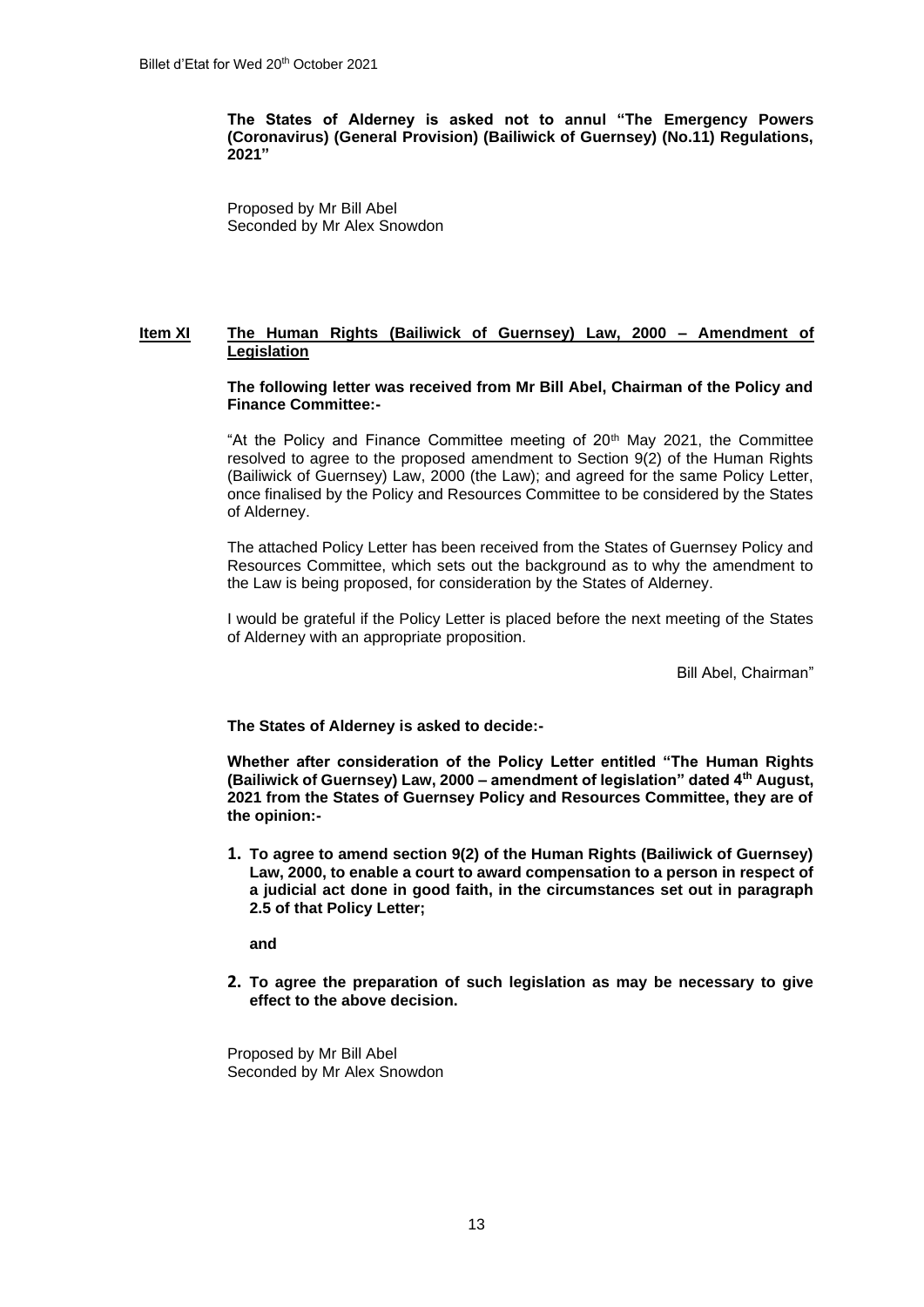**The States of Alderney is asked not to annul "The Emergency Powers (Coronavirus) (General Provision) (Bailiwick of Guernsey) (No.11) Regulations, 2021"**

Proposed by Mr Bill Abel
Seconded by Mr Alex Snowdon

## Item XI The Human Rights (Bailiwick of Guernsey) Law, 2000 – Amendment of Legislation

**The following letter was received from Mr Bill Abel, Chairman of the Policy and Finance Committee:-**

"At the Policy and Finance Committee meeting of 20th May 2021, the Committee resolved to agree to the proposed amendment to Section 9(2) of the Human Rights (Bailiwick of Guernsey) Law, 2000 (the Law); and agreed for the same Policy Letter, once finalised by the Policy and Resources Committee to be considered by the States of Alderney.

The attached Policy Letter has been received from the States of Guernsey Policy and Resources Committee, which sets out the background as to why the amendment to the Law is being proposed, for consideration by the States of Alderney.

I would be grateful if the Policy Letter is placed before the next meeting of the States of Alderney with an appropriate proposition.

Bill Abel, Chairman"

**The States of Alderney is asked to decide:-**

**Whether after consideration of the Policy Letter entitled "The Human Rights (Bailiwick of Guernsey) Law, 2000 – amendment of legislation" dated 4th August, 2021 from the States of Guernsey Policy and Resources Committee, they are of the opinion:-**

1. **To agree to amend section 9(2) of the Human Rights (Bailiwick of Guernsey) Law, 2000, to enable a court to award compensation to a person in respect of a judicial act done in good faith, in the circumstances set out in paragraph 2.5 of that Policy Letter;**

   **and**

2. **To agree the preparation of such legislation as may be necessary to give effect to the above decision.**

Proposed by Mr Bill Abel
Seconded by Mr Alex Snowdon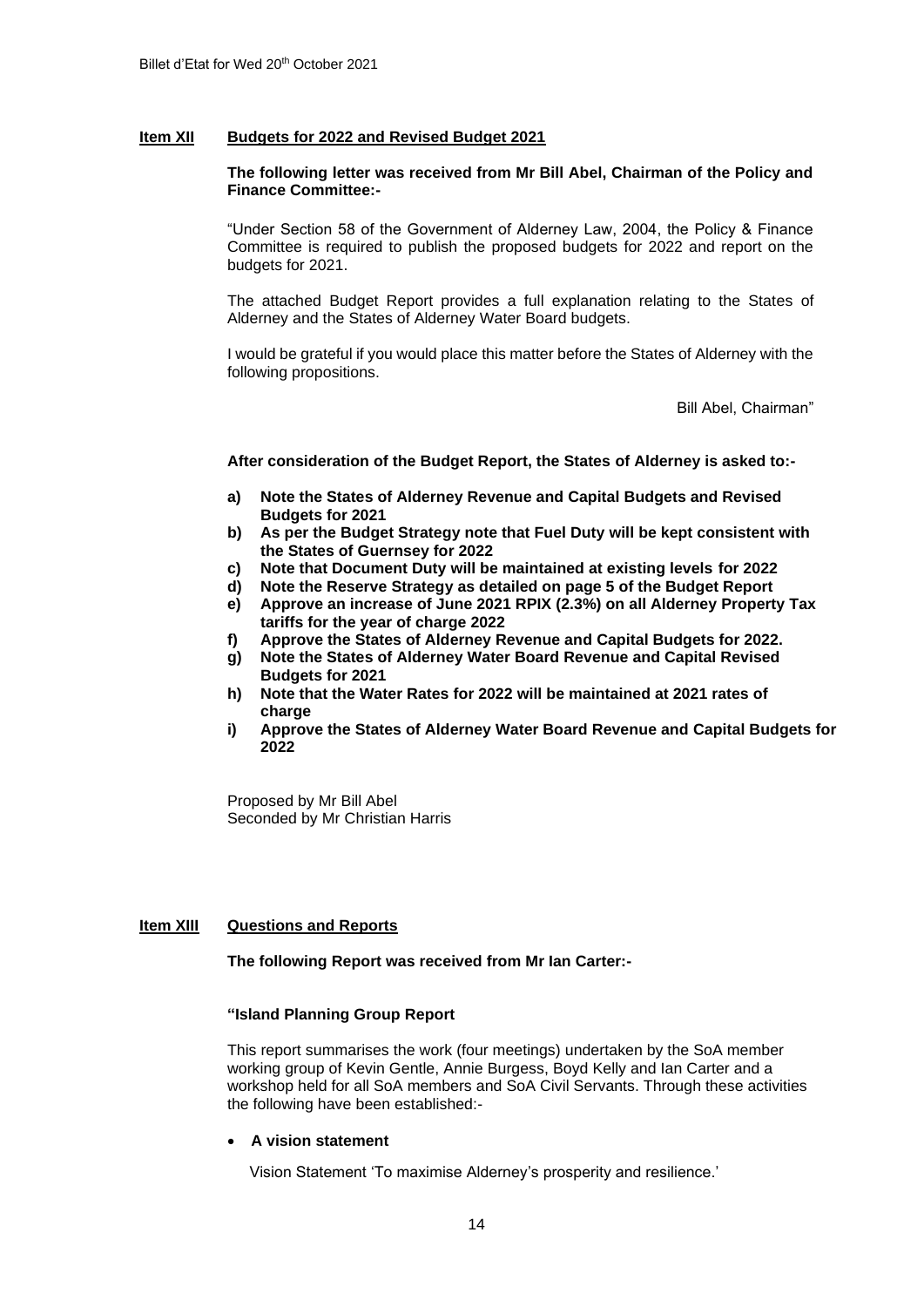## Item XII Budgets for 2022 and Revised Budget 2021

**The following letter was received from Mr Bill Abel, Chairman of the Policy and Finance Committee:-**

"Under Section 58 of the Government of Alderney Law, 2004, the Policy & Finance Committee is required to publish the proposed budgets for 2022 and report on the budgets for 2021.

The attached Budget Report provides a full explanation relating to the States of Alderney and the States of Alderney Water Board budgets.

I would be grateful if you would place this matter before the States of Alderney with the following propositions.

Bill Abel, Chairman"

**After consideration of the Budget Report, the States of Alderney is asked to:-**

- **a) Note the States of Alderney Revenue and Capital Budgets and Revised Budgets for 2021**
- **b) As per the Budget Strategy note that Fuel Duty will be kept consistent with the States of Guernsey for 2022**
- **c) Note that Document Duty will be maintained at existing levels for 2022**
- **d) Note the Reserve Strategy as detailed on page 5 of the Budget Report**
- **e) Approve an increase of June 2021 RPIX (2.3%) on all Alderney Property Tax tariffs for the year of charge 2022**
- **f) Approve the States of Alderney Revenue and Capital Budgets for 2022.**
- **g) Note the States of Alderney Water Board Revenue and Capital Revised Budgets for 2021**
- **h) Note that the Water Rates for 2022 will be maintained at 2021 rates of charge**
- **i) Approve the States of Alderney Water Board Revenue and Capital Budgets for 2022**

Proposed by Mr Bill Abel
Seconded by Mr Christian Harris

## Item XIII Questions and Reports

**The following Report was received from Mr Ian Carter:-**

**"Island Planning Group Report**

This report summarises the work (four meetings) undertaken by the SoA member working group of Kevin Gentle, Annie Burgess, Boyd Kelly and Ian Carter and a workshop held for all SoA members and SoA Civil Servants. Through these activities the following have been established:-

- **A vision statement**

Vision Statement 'To maximise Alderney's prosperity and resilience.'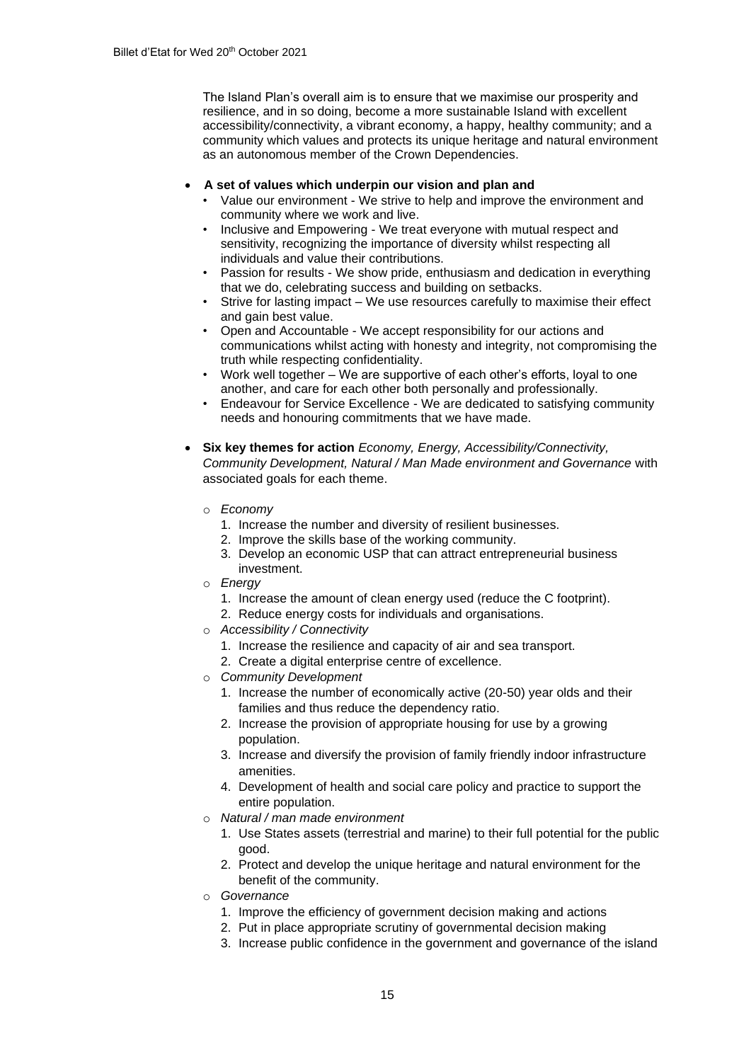The Island Plan's overall aim is to ensure that we maximise our prosperity and resilience, and in so doing, become a more sustainable Island with excellent accessibility/connectivity, a vibrant economy, a happy, healthy community; and a community which values and protects its unique heritage and natural environment as an autonomous member of the Crown Dependencies.

- **A set of values which underpin our vision and plan and**
  - Value our environment - We strive to help and improve the environment and community where we work and live.
  - Inclusive and Empowering - We treat everyone with mutual respect and sensitivity, recognizing the importance of diversity whilst respecting all individuals and value their contributions.
  - Passion for results - We show pride, enthusiasm and dedication in everything that we do, celebrating success and building on setbacks.
  - Strive for lasting impact – We use resources carefully to maximise their effect and gain best value.
  - Open and Accountable - We accept responsibility for our actions and communications whilst acting with honesty and integrity, not compromising the truth while respecting confidentiality.
  - Work well together – We are supportive of each other's efforts, loyal to one another, and care for each other both personally and professionally.
  - Endeavour for Service Excellence - We are dedicated to satisfying community needs and honouring commitments that we have made.

- **Six key themes for action** *Economy, Energy, Accessibility/Connectivity, Community Development, Natural / Man Made environment and Governance* with associated goals for each theme.

  - *Economy*
    1. Increase the number and diversity of resilient businesses.
    2. Improve the skills base of the working community.
    3. Develop an economic USP that can attract entrepreneurial business investment.
  - *Energy*
    1. Increase the amount of clean energy used (reduce the C footprint).
    2. Reduce energy costs for individuals and organisations.
  - *Accessibility / Connectivity*
    1. Increase the resilience and capacity of air and sea transport.
    2. Create a digital enterprise centre of excellence.
  - *Community Development*
    1. Increase the number of economically active (20-50) year olds and their families and thus reduce the dependency ratio.
    2. Increase the provision of appropriate housing for use by a growing population.
    3. Increase and diversify the provision of family friendly indoor infrastructure amenities.
    4. Development of health and social care policy and practice to support the entire population.
  - *Natural / man made environment*
    1. Use States assets (terrestrial and marine) to their full potential for the public good.
    2. Protect and develop the unique heritage and natural environment for the benefit of the community.
  - *Governance*
    1. Improve the efficiency of government decision making and actions
    2. Put in place appropriate scrutiny of governmental decision making
    3. Increase public confidence in the government and governance of the island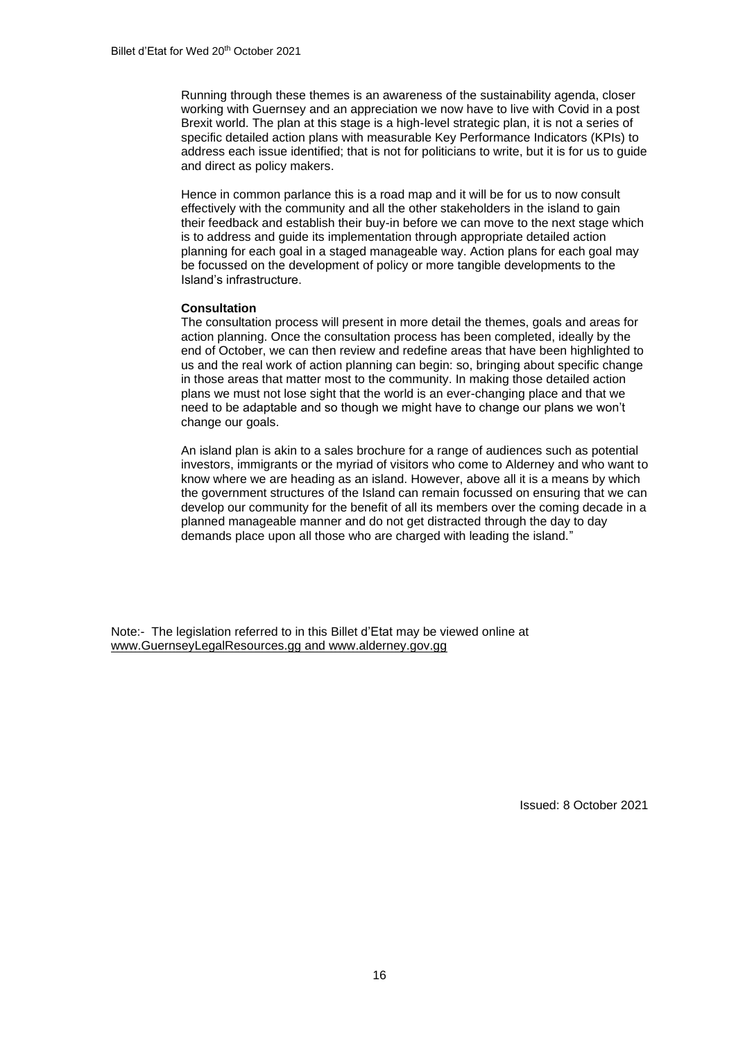Running through these themes is an awareness of the sustainability agenda, closer working with Guernsey and an appreciation we now have to live with Covid in a post Brexit world. The plan at this stage is a high-level strategic plan, it is not a series of specific detailed action plans with measurable Key Performance Indicators (KPIs) to address each issue identified; that is not for politicians to write, but it is for us to guide and direct as policy makers.

Hence in common parlance this is a road map and it will be for us to now consult effectively with the community and all the other stakeholders in the island to gain their feedback and establish their buy-in before we can move to the next stage which is to address and guide its implementation through appropriate detailed action planning for each goal in a staged manageable way. Action plans for each goal may be focussed on the development of policy or more tangible developments to the Island's infrastructure.

**Consultation**

The consultation process will present in more detail the themes, goals and areas for action planning. Once the consultation process has been completed, ideally by the end of October, we can then review and redefine areas that have been highlighted to us and the real work of action planning can begin: so, bringing about specific change in those areas that matter most to the community. In making those detailed action plans we must not lose sight that the world is an ever-changing place and that we need to be adaptable and so though we might have to change our plans we won't change our goals.

An island plan is akin to a sales brochure for a range of audiences such as potential investors, immigrants or the myriad of visitors who come to Alderney and who want to know where we are heading as an island. However, above all it is a means by which the government structures of the Island can remain focussed on ensuring that we can develop our community for the benefit of all its members over the coming decade in a planned manageable manner and do not get distracted through the day to day demands place upon all those who are charged with leading the island."

Note:- The legislation referred to in this Billet d'Etat may be viewed online at www.GuernseyLegalResources.gg and www.alderney.gov.gg

Issued: 8 October 2021